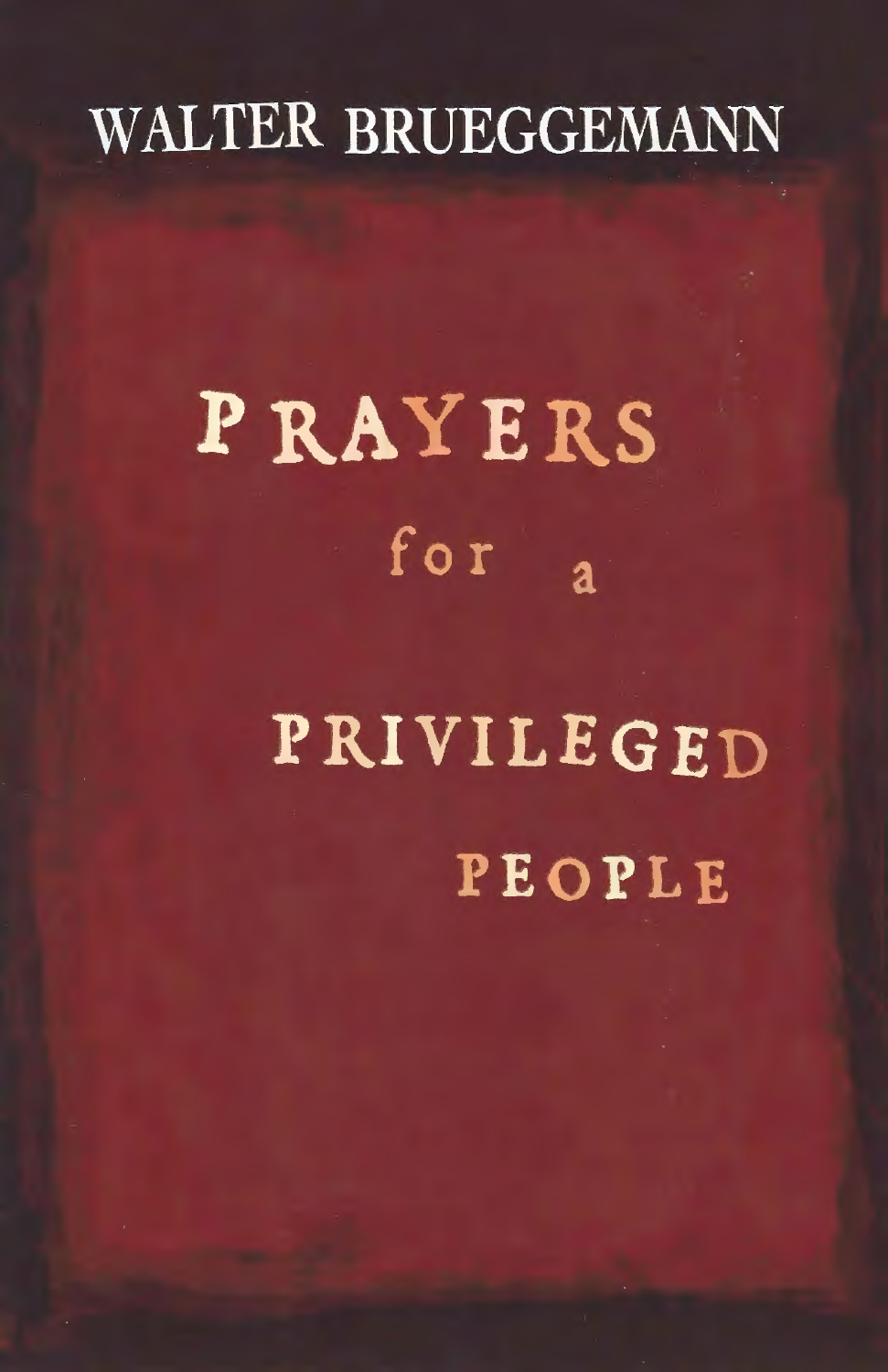WALTER BRUEGGEMANN

# PRAYERS for a PRIVILEGED PEOPLE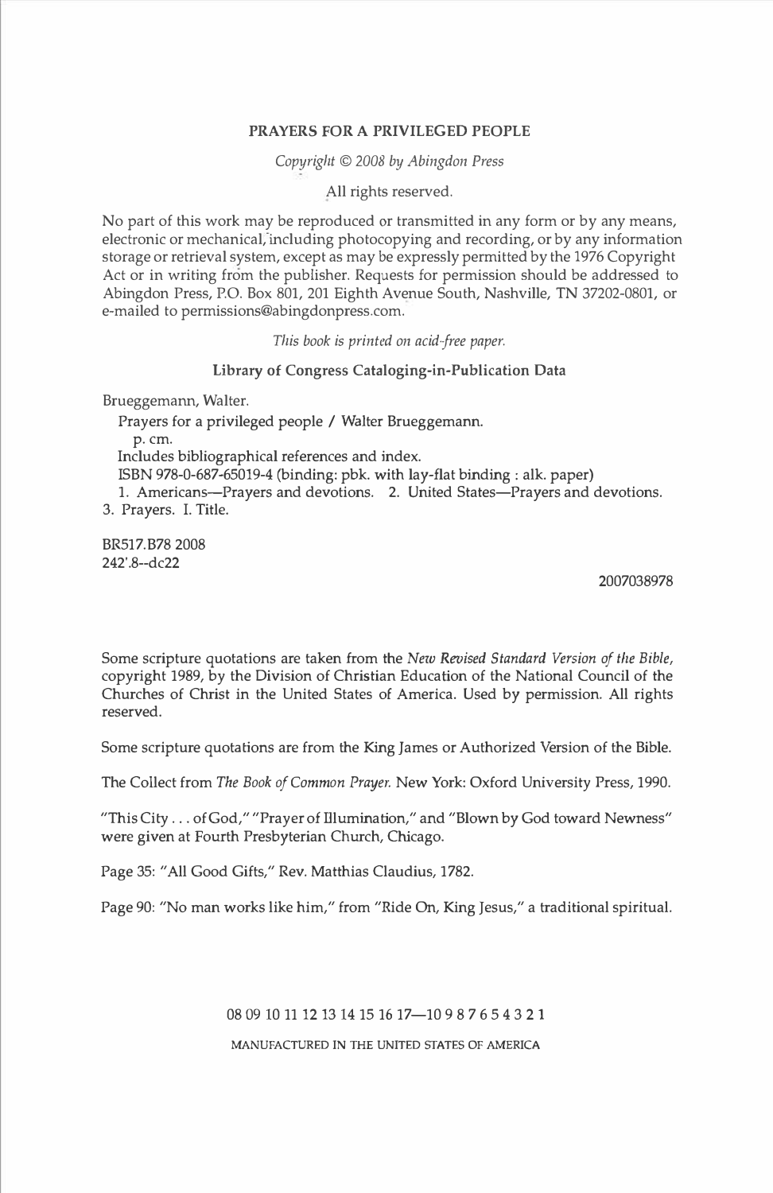**PRAYERS FOR A PRIVILEGED PEOPLE**

*Copyright © 2008 by Abingdon Press*

All rights reserved.

No part of this work may be reproduced or transmitted in any form or by any means, electronic or mechanical, including photocopying and recording, or by any information storage or retrieval system, except as may be expressly permitted by the 1976 Copyright Act or in writing from the publisher. Requests for permission should be addressed to Abingdon Press, P.O. Box 801, 201 Eighth Avenue South, Nashville, TN 37202-0801, or e-mailed to permissions@abingdonpress.com.

*This book is printed on acid-free paper.*

**Library of Congress Cataloging-in-Publication Data**

Brueggemann, Walter.

Prayers for a privileged people / Walter Brueggemann.

p. cm.

Includes bibliographical references and index.

ISBN 978-0-687-65019-4 (binding: pbk. with lay-flat binding : alk. paper)

1. Americans—Prayers and devotions. 2. United States—Prayers and devotions. 3. Prayers. I. Title.

BR517.B78 2008
242'.8--dc22

2007038978

Some scripture quotations are taken from the *New Revised Standard Version of the Bible*, copyright 1989, by the Division of Christian Education of the National Council of the Churches of Christ in the United States of America. Used by permission. All rights reserved.

Some scripture quotations are from the King James or Authorized Version of the Bible.

The Collect from *The Book of Common Prayer*. New York: Oxford University Press, 1990.

"This City . . . of God," "Prayer of Illumination," and "Blown by God toward Newness" were given at Fourth Presbyterian Church, Chicago.

Page 35: "All Good Gifts," Rev. Matthias Claudius, 1782.

Page 90: "No man works like him," from "Ride On, King Jesus," a traditional spiritual.

08 09 10 11 12 13 14 15 16 17—10 9 8 7 6 5 4 3 2 1

MANUFACTURED IN THE UNITED STATES OF AMERICA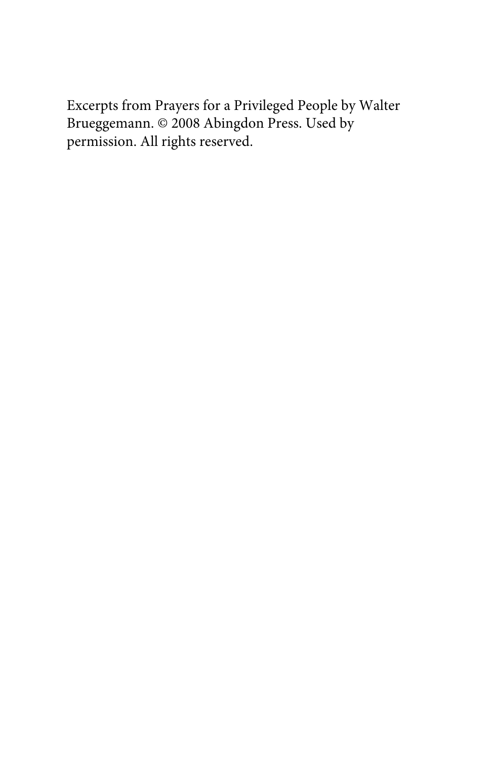Excerpts from Prayers for a Privileged People by Walter Brueggemann. © 2008 Abingdon Press. Used by permission. All rights reserved.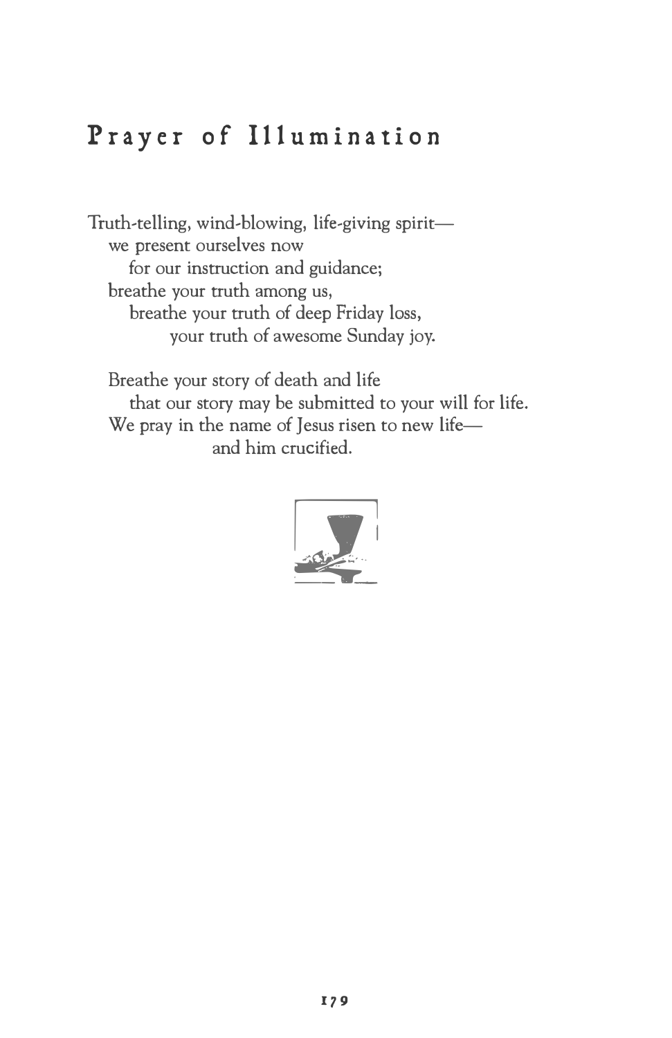# Prayer of Illumination

Truth-telling, wind-blowing, life-giving spirit—
we present ourselves now
for our instruction and guidance;
breathe your truth among us,
breathe your truth of deep Friday loss,
your truth of awesome Sunday joy.

Breathe your story of death and life
that our story may be submitted to your will for life.
We pray in the name of Jesus risen to new life—
and him crucified.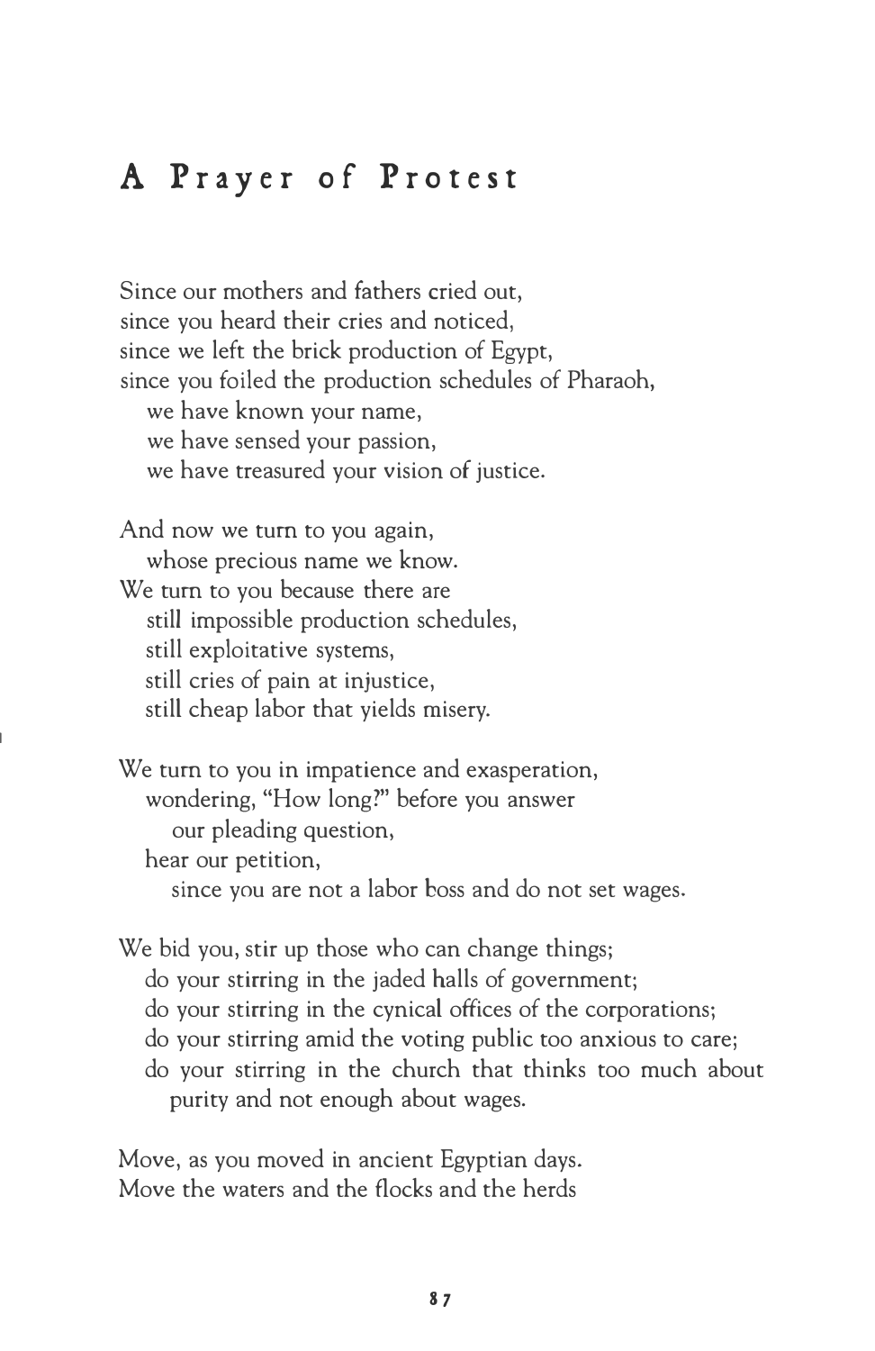## A Prayer of Protest

Since our mothers and fathers cried out,  
since you heard their cries and noticed,  
since we left the brick production of Egypt,  
since you foiled the production schedules of Pharaoh,  
   we have known your name,  
   we have sensed your passion,  
   we have treasured your vision of justice.

And now we turn to you again,  
   whose precious name we know.  
We turn to you because there are  
   still impossible production schedules,  
   still exploitative systems,  
   still cries of pain at injustice,  
   still cheap labor that yields misery.

We turn to you in impatience and exasperation,  
   wondering, "How long?" before you answer  
      our pleading question,  
   hear our petition,  
      since you are not a labor boss and do not set wages.

We bid you, stir up those who can change things;  
   do your stirring in the jaded halls of government;  
   do your stirring in the cynical offices of the corporations;  
   do your stirring amid the voting public too anxious to care;  
   do your stirring in the church that thinks too much about  
      purity and not enough about wages.

Move, as you moved in ancient Egyptian days.  
Move the waters and the flocks and the herds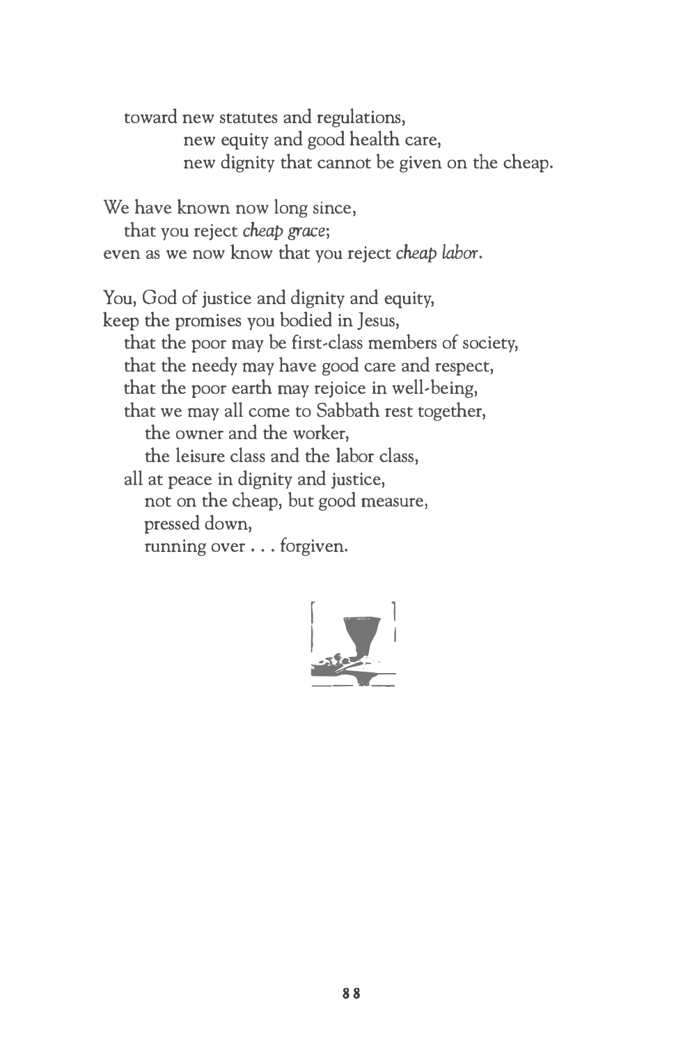toward new statutes and regulations,
new equity and good health care,
new dignity that cannot be given on the cheap.

We have known now long since,
that you reject *cheap grace*;
even as we now know that you reject *cheap labor*.

You, God of justice and dignity and equity,
keep the promises you bodied in Jesus,
that the poor may be first-class members of society,
that the needy may have good care and respect,
that the poor earth may rejoice in well-being,
that we may all come to Sabbath rest together,
the owner and the worker,
the leisure class and the labor class,
all at peace in dignity and justice,
not on the cheap, but good measure,
pressed down,
running over . . . forgiven.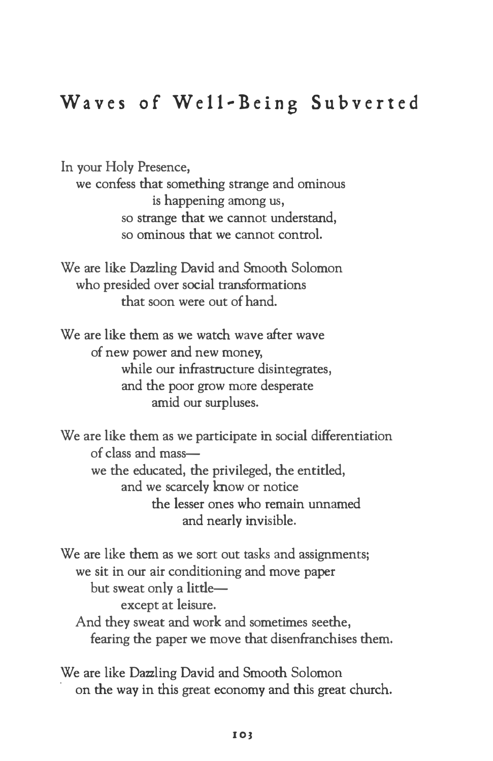# Waves of Well-Being Subverted

In your Holy Presence,
we confess that something strange and ominous
is happening among us,
so strange that we cannot understand,
so ominous that we cannot control.

We are like Dazzling David and Smooth Solomon
who presided over social transformations
that soon were out of hand.

We are like them as we watch wave after wave
of new power and new money,
while our infrastructure disintegrates,
and the poor grow more desperate
amid our surpluses.

We are like them as we participate in social differentiation
of class and mass—
we the educated, the privileged, the entitled,
and we scarcely know or notice
the lesser ones who remain unnamed
and nearly invisible.

We are like them as we sort out tasks and assignments;
we sit in our air conditioning and move paper
but sweat only a little—
except at leisure.
And they sweat and work and sometimes seethe,
fearing the paper we move that disenfranchises them.

We are like Dazzling David and Smooth Solomon
on the way in this great economy and this great church.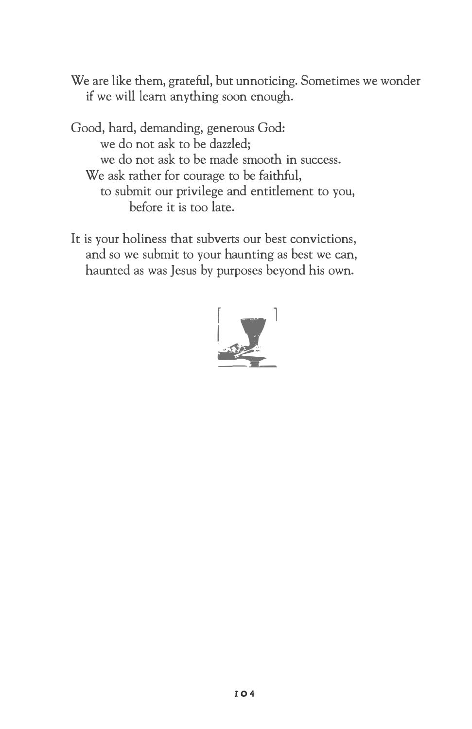We are like them, grateful, but unnoticing. Sometimes we wonder
if we will learn anything soon enough.

Good, hard, demanding, generous God:
we do not ask to be dazzled;
we do not ask to be made smooth in success.
We ask rather for courage to be faithful,
to submit our privilege and entitlement to you,
before it is too late.

It is your holiness that subverts our best convictions,
and so we submit to your haunting as best we can,
haunted as was Jesus by purposes beyond his own.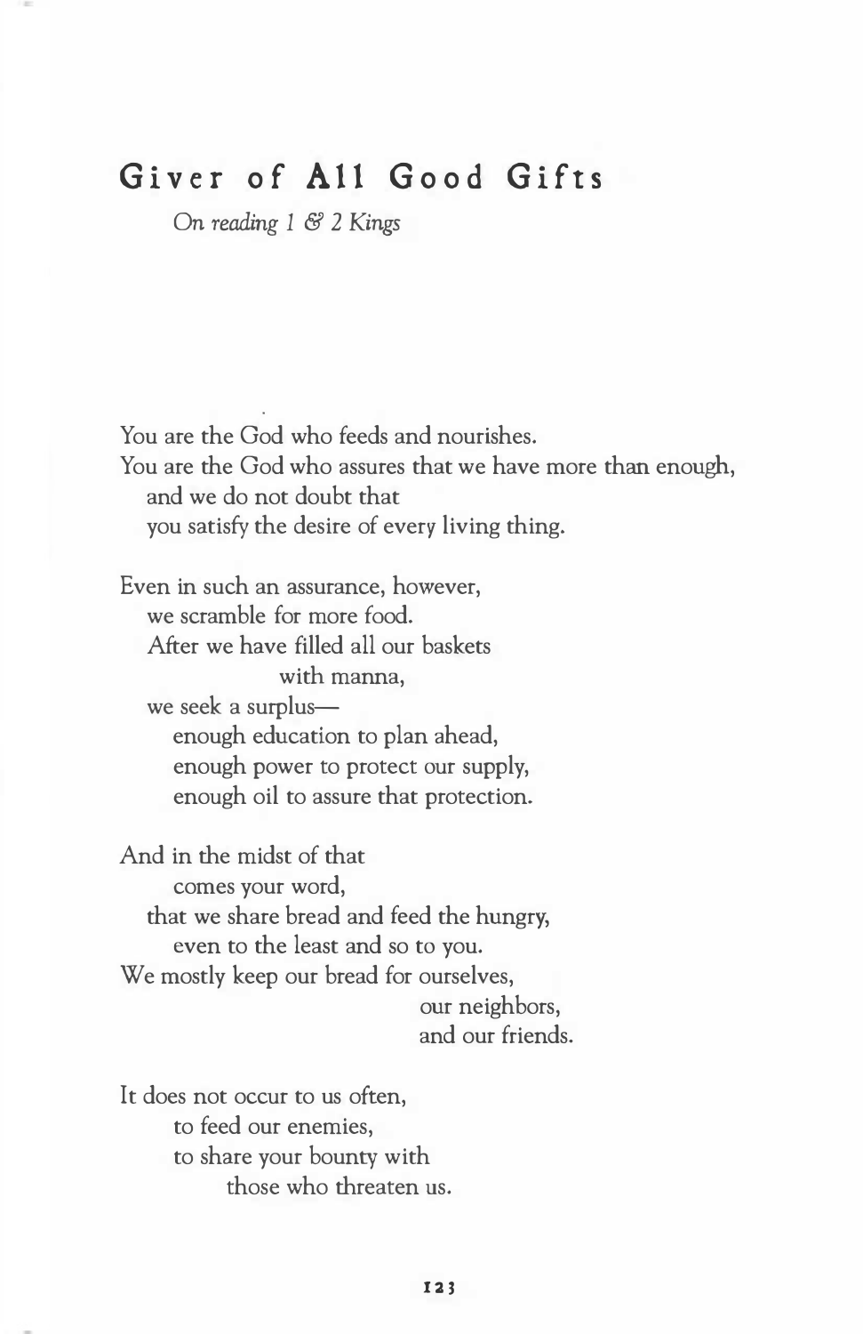## Giver of All Good Gifts

*On reading 1 & 2 Kings*

You are the God who feeds and nourishes.
You are the God who assures that we have more than enough,
and we do not doubt that
you satisfy the desire of every living thing.

Even in such an assurance, however,
we scramble for more food.
After we have filled all our baskets
with manna,
we seek a surplus—
enough education to plan ahead,
enough power to protect our supply,
enough oil to assure that protection.

And in the midst of that
comes your word,
that we share bread and feed the hungry,
even to the least and so to you.
We mostly keep our bread for ourselves,
our neighbors,
and our friends.

It does not occur to us often,
to feed our enemies,
to share your bounty with
those who threaten us.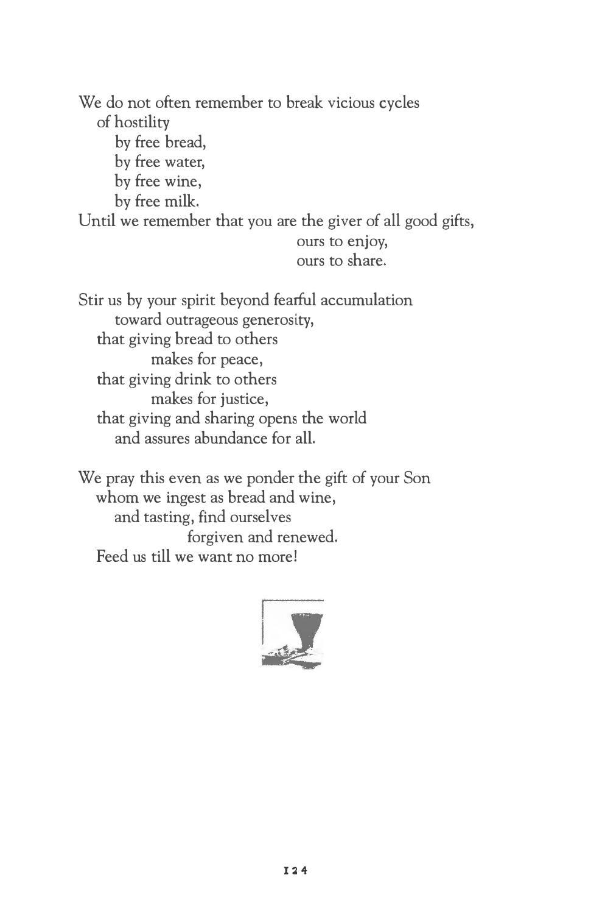We do not often remember to break vicious cycles
of hostility
by free bread,
by free water,
by free wine,
by free milk.
Until we remember that you are the giver of all good gifts,
ours to enjoy,
ours to share.

Stir us by your spirit beyond fearful accumulation
toward outrageous generosity,
that giving bread to others
makes for peace,
that giving drink to others
makes for justice,
that giving and sharing opens the world
and assures abundance for all.

We pray this even as we ponder the gift of your Son
whom we ingest as bread and wine,
and tasting, find ourselves
forgiven and renewed.
Feed us till we want no more!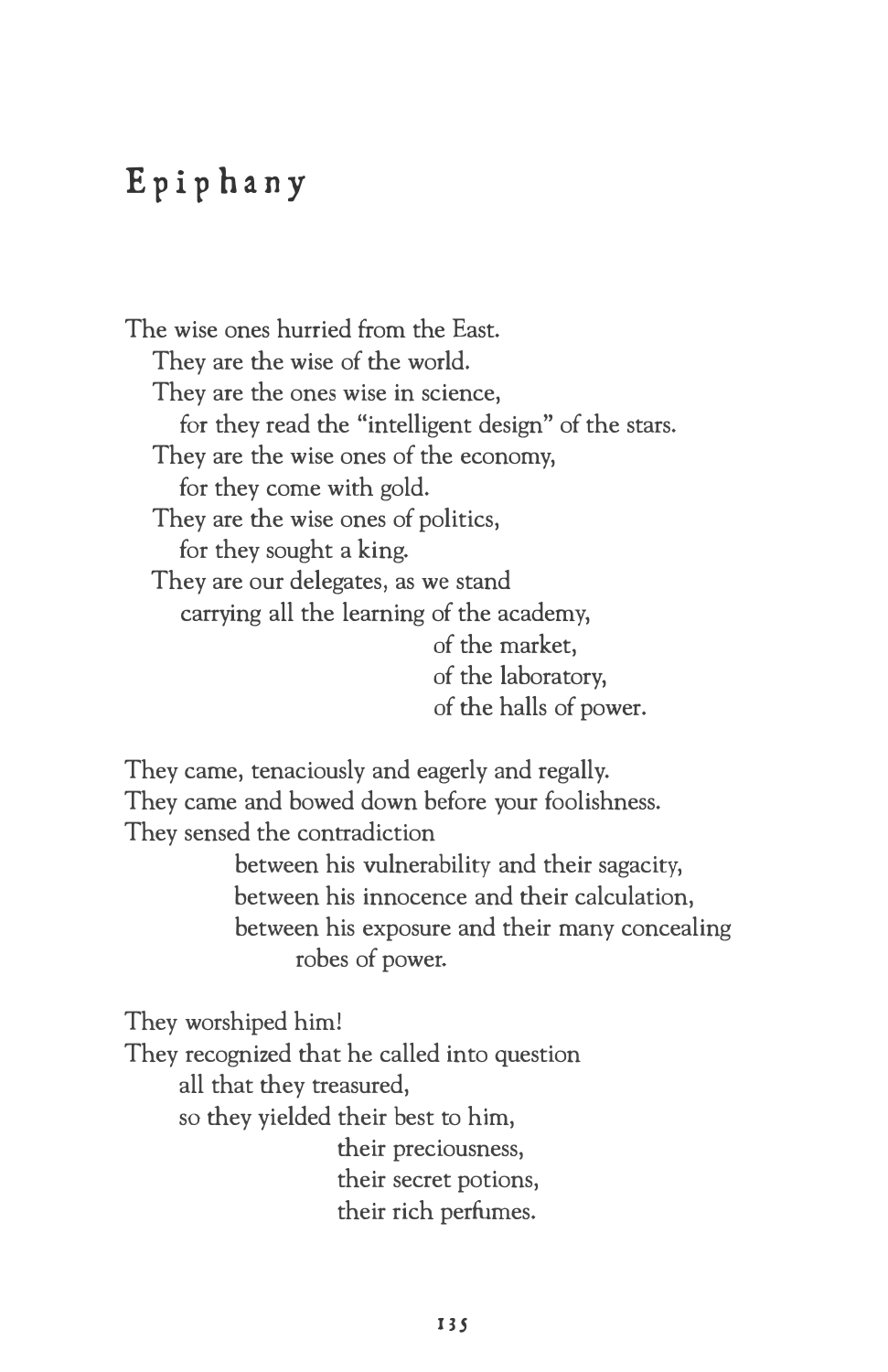# Epiphany

The wise ones hurried from the East.  
&nbsp;&nbsp;&nbsp;&nbsp;They are the wise of the world.  
&nbsp;&nbsp;&nbsp;&nbsp;They are the ones wise in science,  
&nbsp;&nbsp;&nbsp;&nbsp;&nbsp;&nbsp;&nbsp;&nbsp;for they read the "intelligent design" of the stars.  
&nbsp;&nbsp;&nbsp;&nbsp;They are the wise ones of the economy,  
&nbsp;&nbsp;&nbsp;&nbsp;&nbsp;&nbsp;&nbsp;&nbsp;for they come with gold.  
&nbsp;&nbsp;&nbsp;&nbsp;They are the wise ones of politics,  
&nbsp;&nbsp;&nbsp;&nbsp;&nbsp;&nbsp;&nbsp;&nbsp;for they sought a king.  
&nbsp;&nbsp;&nbsp;&nbsp;They are our delegates, as we stand  
&nbsp;&nbsp;&nbsp;&nbsp;&nbsp;&nbsp;&nbsp;&nbsp;carrying all the learning of the academy,  
&nbsp;&nbsp;&nbsp;&nbsp;&nbsp;&nbsp;&nbsp;&nbsp;&nbsp;&nbsp;&nbsp;&nbsp;&nbsp;&nbsp;&nbsp;&nbsp;&nbsp;&nbsp;&nbsp;&nbsp;&nbsp;&nbsp;&nbsp;&nbsp;&nbsp;&nbsp;&nbsp;&nbsp;&nbsp;&nbsp;&nbsp;&nbsp;&nbsp;&nbsp;&nbsp;&nbsp;&nbsp;&nbsp;&nbsp;&nbsp;of the market,  
&nbsp;&nbsp;&nbsp;&nbsp;&nbsp;&nbsp;&nbsp;&nbsp;&nbsp;&nbsp;&nbsp;&nbsp;&nbsp;&nbsp;&nbsp;&nbsp;&nbsp;&nbsp;&nbsp;&nbsp;&nbsp;&nbsp;&nbsp;&nbsp;&nbsp;&nbsp;&nbsp;&nbsp;&nbsp;&nbsp;&nbsp;&nbsp;&nbsp;&nbsp;&nbsp;&nbsp;&nbsp;&nbsp;&nbsp;&nbsp;of the laboratory,  
&nbsp;&nbsp;&nbsp;&nbsp;&nbsp;&nbsp;&nbsp;&nbsp;&nbsp;&nbsp;&nbsp;&nbsp;&nbsp;&nbsp;&nbsp;&nbsp;&nbsp;&nbsp;&nbsp;&nbsp;&nbsp;&nbsp;&nbsp;&nbsp;&nbsp;&nbsp;&nbsp;&nbsp;&nbsp;&nbsp;&nbsp;&nbsp;&nbsp;&nbsp;&nbsp;&nbsp;&nbsp;&nbsp;&nbsp;&nbsp;of the halls of power.

They came, tenaciously and eagerly and regally.  
They came and bowed down before your foolishness.  
They sensed the contradiction  
&nbsp;&nbsp;&nbsp;&nbsp;&nbsp;&nbsp;&nbsp;&nbsp;&nbsp;&nbsp;&nbsp;&nbsp;between his vulnerability and their sagacity,  
&nbsp;&nbsp;&nbsp;&nbsp;&nbsp;&nbsp;&nbsp;&nbsp;&nbsp;&nbsp;&nbsp;&nbsp;between his innocence and their calculation,  
&nbsp;&nbsp;&nbsp;&nbsp;&nbsp;&nbsp;&nbsp;&nbsp;&nbsp;&nbsp;&nbsp;&nbsp;between his exposure and their many concealing  
&nbsp;&nbsp;&nbsp;&nbsp;&nbsp;&nbsp;&nbsp;&nbsp;&nbsp;&nbsp;&nbsp;&nbsp;&nbsp;&nbsp;&nbsp;&nbsp;&nbsp;&nbsp;&nbsp;&nbsp;robes of power.

They worshiped him!  
They recognized that he called into question  
&nbsp;&nbsp;&nbsp;&nbsp;&nbsp;&nbsp;&nbsp;&nbsp;all that they treasured,  
&nbsp;&nbsp;&nbsp;&nbsp;&nbsp;&nbsp;&nbsp;&nbsp;so they yielded their best to him,  
&nbsp;&nbsp;&nbsp;&nbsp;&nbsp;&nbsp;&nbsp;&nbsp;&nbsp;&nbsp;&nbsp;&nbsp;&nbsp;&nbsp;&nbsp;&nbsp;&nbsp;&nbsp;&nbsp;&nbsp;&nbsp;&nbsp;&nbsp;&nbsp;&nbsp;&nbsp;&nbsp;&nbsp;their preciousness,  
&nbsp;&nbsp;&nbsp;&nbsp;&nbsp;&nbsp;&nbsp;&nbsp;&nbsp;&nbsp;&nbsp;&nbsp;&nbsp;&nbsp;&nbsp;&nbsp;&nbsp;&nbsp;&nbsp;&nbsp;&nbsp;&nbsp;&nbsp;&nbsp;&nbsp;&nbsp;&nbsp;&nbsp;their secret potions,  
&nbsp;&nbsp;&nbsp;&nbsp;&nbsp;&nbsp;&nbsp;&nbsp;&nbsp;&nbsp;&nbsp;&nbsp;&nbsp;&nbsp;&nbsp;&nbsp;&nbsp;&nbsp;&nbsp;&nbsp;&nbsp;&nbsp;&nbsp;&nbsp;&nbsp;&nbsp;&nbsp;&nbsp;their rich perfumes.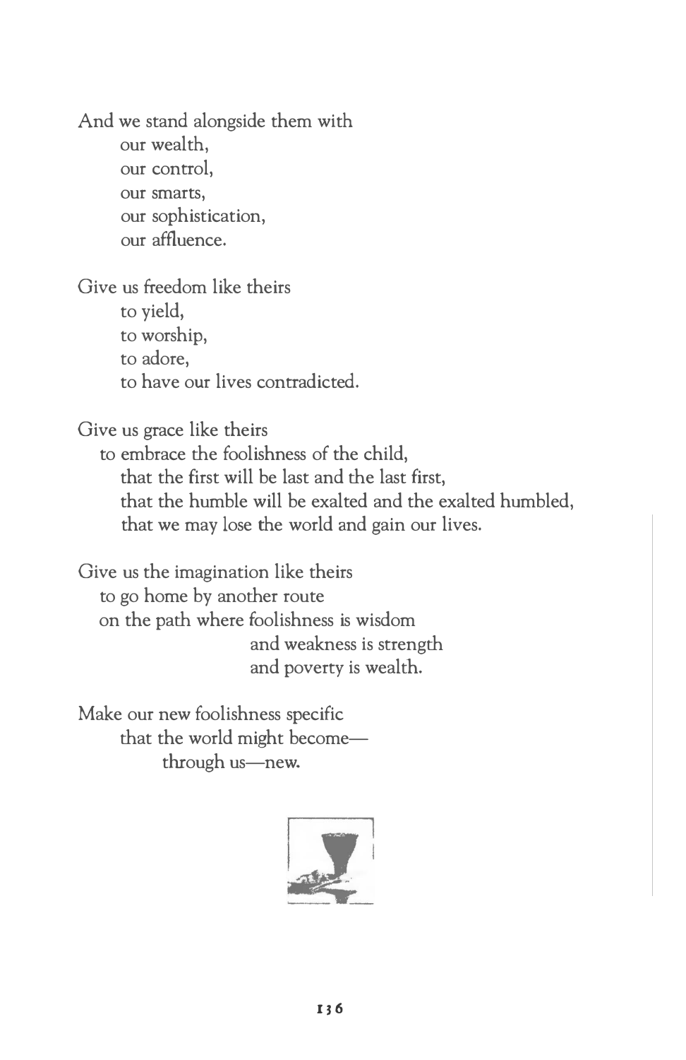And we stand alongside them with
our wealth,
our control,
our smarts,
our sophistication,
our affluence.

Give us freedom like theirs
to yield,
to worship,
to adore,
to have our lives contradicted.

Give us grace like theirs
to embrace the foolishness of the child,
that the first will be last and the last first,
that the humble will be exalted and the exalted humbled,
that we may lose the world and gain our lives.

Give us the imagination like theirs
to go home by another route
on the path where foolishness is wisdom
and weakness is strength
and poverty is wealth.

Make our new foolishness specific
that the world might become—
through us—new.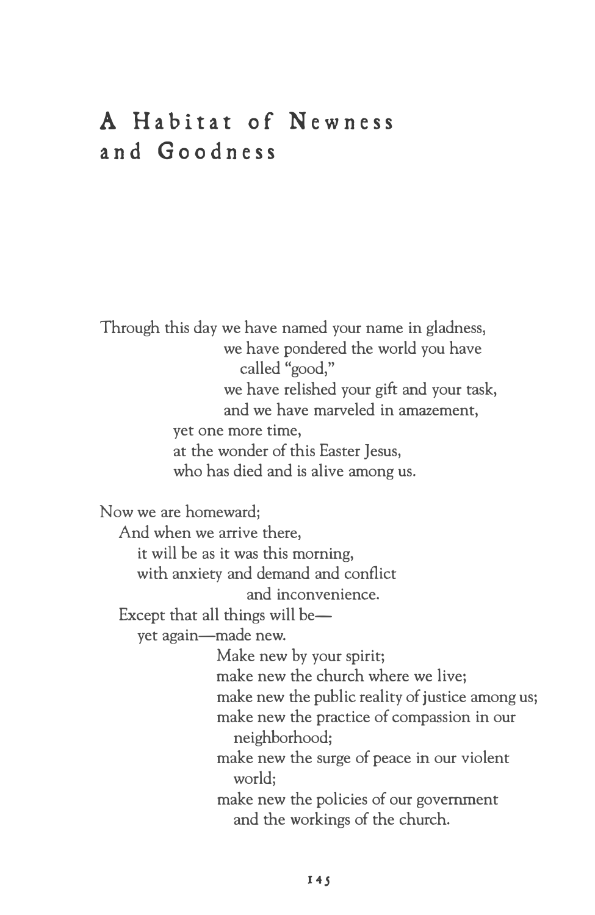# A Habitat of Newness and Goodness

Through this day we have named your name in gladness,
we have pondered the world you have called "good,"
we have relished your gift and your task,
and we have marveled in amazement,
yet one more time,
at the wonder of this Easter Jesus,
who has died and is alive among us.

Now we are homeward;
And when we arrive there,
it will be as it was this morning,
with anxiety and demand and conflict
and inconvenience.
Except that all things will be—
yet again—made new.
Make new by your spirit;
make new the church where we live;
make new the public reality of justice among us;
make new the practice of compassion in our neighborhood;
make new the surge of peace in our violent world;
make new the policies of our government
and the workings of the church.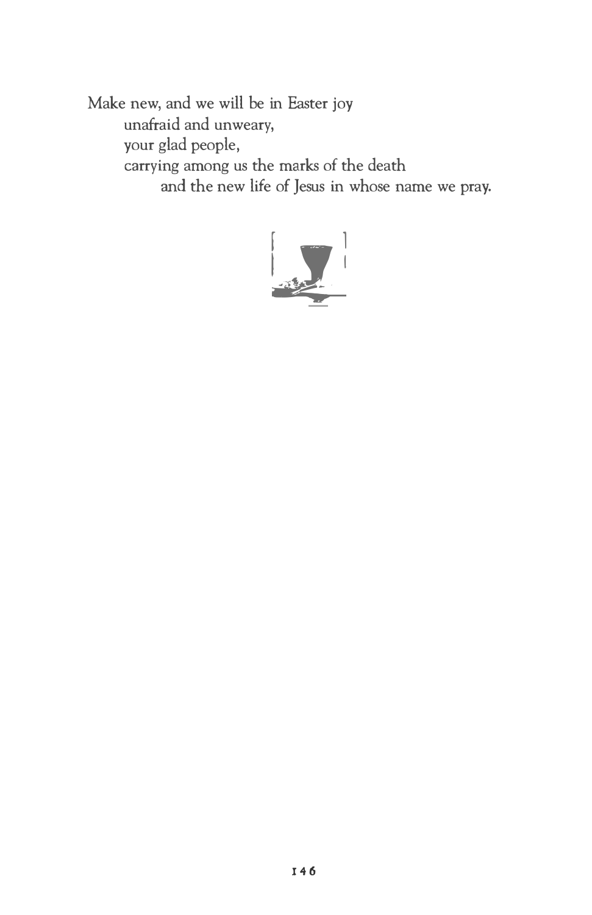Make new, and we will be in Easter joy
unafraid and unweary,
your glad people,
carrying among us the marks of the death
and the new life of Jesus in whose name we pray.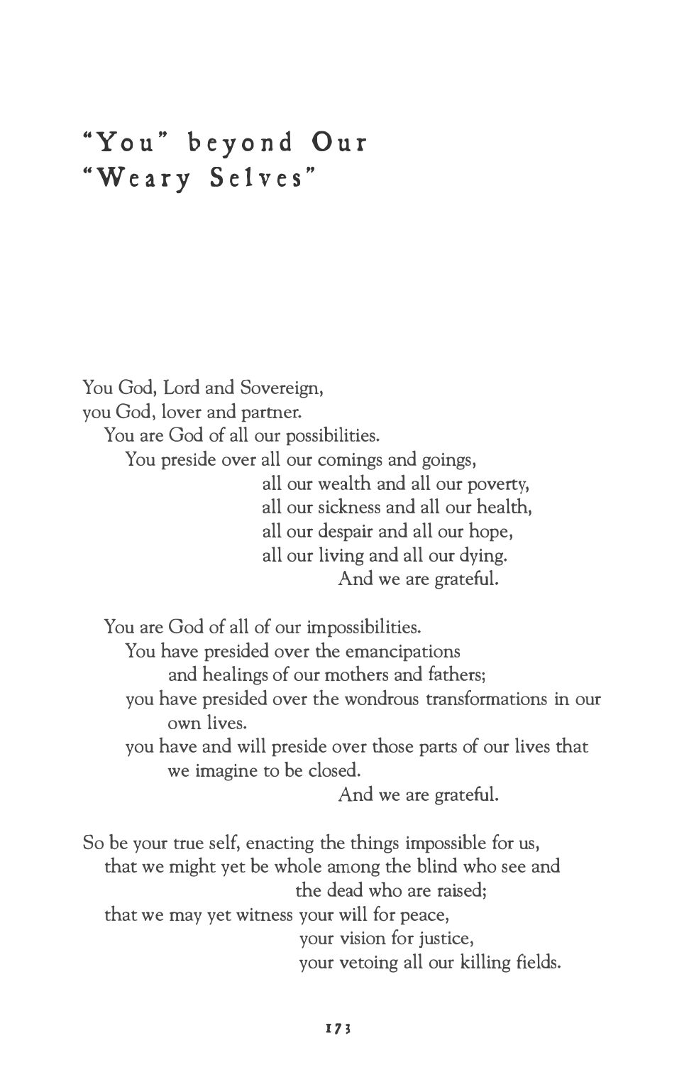# "You" beyond Our "Weary Selves"

You God, Lord and Sovereign,
you God, lover and partner.
You are God of all our possibilities.
You preside over all our comings and goings,
all our wealth and all our poverty,
all our sickness and all our health,
all our despair and all our hope,
all our living and all our dying.
And we are grateful.

You are God of all of our impossibilities.
You have presided over the emancipations
and healings of our mothers and fathers;
you have presided over the wondrous transformations in our own lives.
you have and will preside over those parts of our lives that we imagine to be closed.
And we are grateful.

So be your true self, enacting the things impossible for us,
that we might yet be whole among the blind who see and
the dead who are raised;
that we may yet witness your will for peace,
your vision for justice,
your vetoing all our killing fields.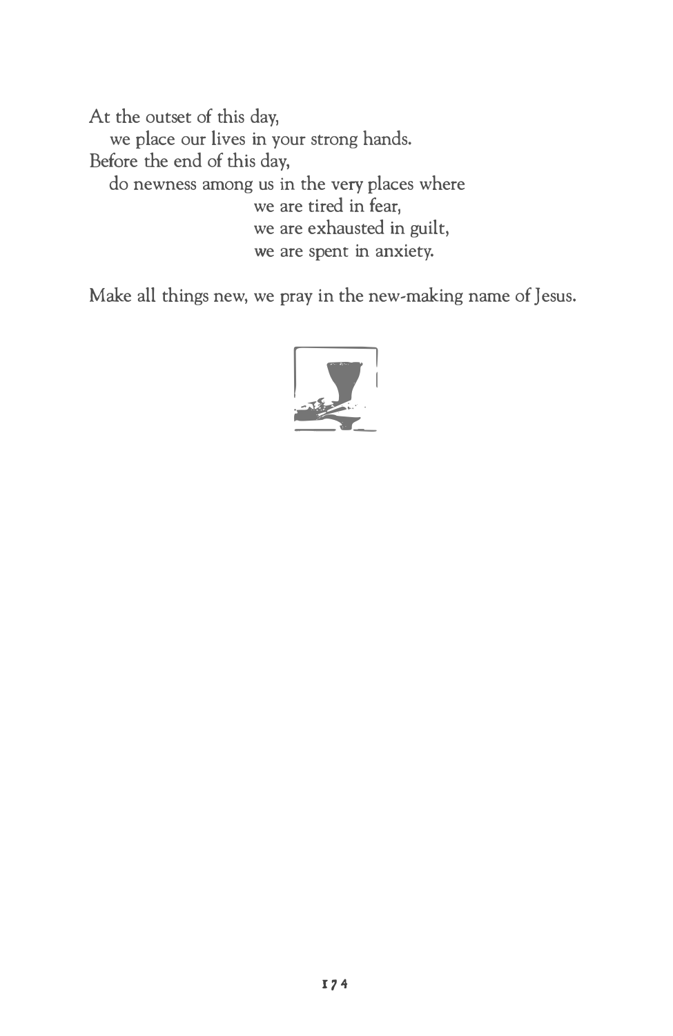At the outset of this day,
  we place our lives in your strong hands.
Before the end of this day,
  do newness among us in the very places where
    we are tired in fear,
    we are exhausted in guilt,
    we are spent in anxiety.

Make all things new, we pray in the new-making name of Jesus.